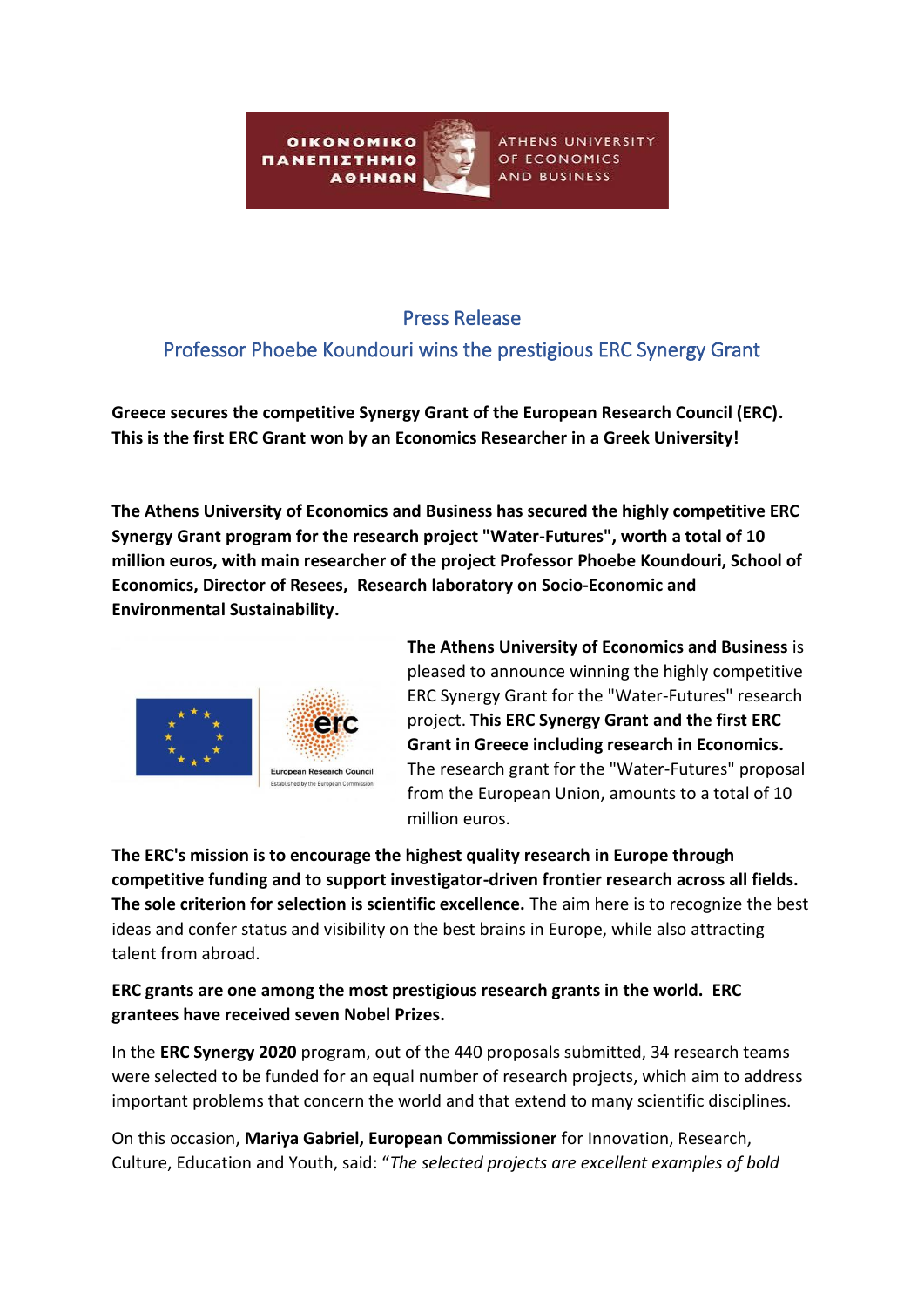## Press Release

## Professor Phoebe Koundouri wins the prestigious ERC Synergy Grant

**Greece secures the competitive Synergy Grant of the European Research Council (ERC). This is the first ERC Grant won by an Economics Researcher in a Greek University!**

**The Athens University of Economics and Business has secured the highly competitive ERC Synergy Grant program for the research project "Water-Futures", worth a total of 10 million euros, with main researcher of the project Professor Phoebe Koundouri, School of Economics, Director of Resees, Research laboratory on Socio-Economic and Environmental Sustainability.**

**The Athens University of Economics and Business** is pleased to announce winning the highly competitive ERC Synergy Grant for the "Water-Futures" research project. **This ERC Synergy Grant and the first ERC Grant in Greece including research in Economics.** The research grant for the "Water-Futures" proposal from the European Union, amounts to a total of 10 million euros.

**The ERC's mission is to encourage the highest quality research in Europe through competitive funding and to support investigator-driven frontier research across all fields. The sole criterion for selection is scientific excellence.** The aim here is to recognize the best ideas and confer status and visibility on the best brains in Europe, while also attracting talent from abroad.

**ERC grants are one among the most prestigious research grants in the world. ERC grantees have received seven Nobel Prizes.**

In the **ERC Synergy 2020** program, out of the 440 proposals submitted, 34 research teams were selected to be funded for an equal number of research projects, which aim to address important problems that concern the world and that extend to many scientific disciplines.

On this occasion, **Mariya Gabriel, European Commissioner** for Innovation, Research, Culture, Education and Youth, said: “*The selected projects are excellent examples of bold*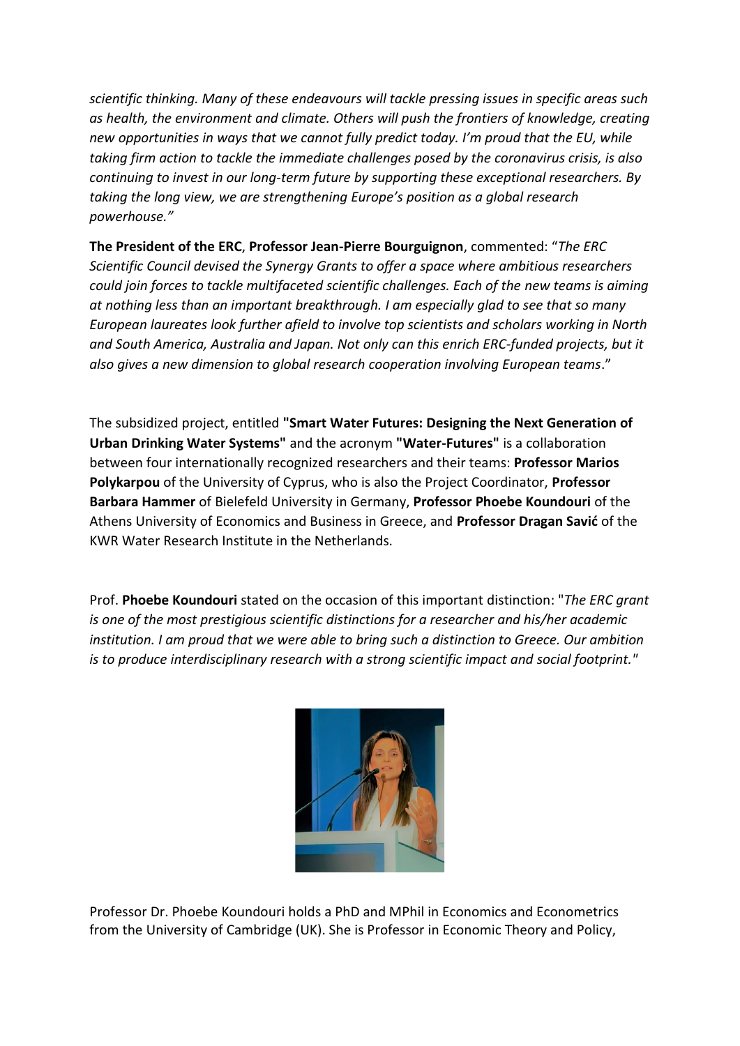*scientific thinking. Many of these endeavours will tackle pressing issues in specific areas such as health, the environment and climate. Others will push the frontiers of knowledge, creating new opportunities in ways that we cannot fully predict today. I'm proud that the EU, while taking firm action to tackle the immediate challenges posed by the coronavirus crisis, is also continuing to invest in our long-term future by supporting these exceptional researchers. By taking the long view, we are strengthening Europe's position as a global research powerhouse."*

**The President of the ERC**, **Professor Jean-Pierre Bourguignon**, commented: "*The ERC Scientific Council devised the Synergy Grants to offer a space where ambitious researchers could join forces to tackle multifaceted scientific challenges. Each of the new teams is aiming at nothing less than an important breakthrough. I am especially glad to see that so many European laureates look further afield to involve top scientists and scholars working in North and South America, Australia and Japan. Not only can this enrich ERC-funded projects, but it also gives a new dimension to global research cooperation involving European teams*."

The subsidized project, entitled **"Smart Water Futures: Designing the Next Generation of Urban Drinking Water Systems"** and the acronym **"Water-Futures"** is a collaboration between four internationally recognized researchers and their teams: **Professor Marios Polykarpou** of the University of Cyprus, who is also the Project Coordinator, **Professor Barbara Hammer** of Bielefeld University in Germany, **Professor Phoebe Koundouri** of the Athens University of Economics and Business in Greece, and **Professor Dragan Savić** of the KWR Water Research Institute in the Netherlands.

Prof. **Phoebe Koundouri** stated on the occasion of this important distinction: "*The ERC grant is one of the most prestigious scientific distinctions for a researcher and his/her academic institution. I am proud that we were able to bring such a distinction to Greece. Our ambition is to produce interdisciplinary research with a strong scientific impact and social footprint.*"

Professor Dr. Phoebe Koundouri holds a PhD and MPhil in Economics and Econometrics from the University of Cambridge (UK). She is Professor in Economic Theory and Policy,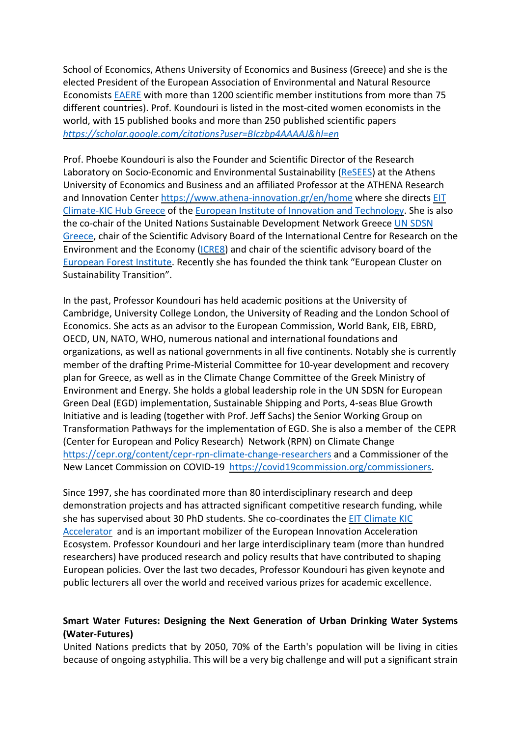School of Economics, Athens University of Economics and Business (Greece) and she is the elected President of the European Association of Environmental and Natural Resource Economists [EAERE](EAERE) with more than 1200 scientific member institutions from more than 75 different countries). Prof. Koundouri is listed in the most-cited women economists in the world, with 15 published books and more than 250 published scientific papers *https://scholar.google.com/citations?user=BIczbp4AAAAJ&hl=en*

Prof. Phoebe Koundouri is also the Founder and Scientific Director of the Research Laboratory on Socio-Economic and Environmental Sustainability (ReSEES) at the Athens University of Economics and Business and an affiliated Professor at the ATHENA Research and Innovation Center https://www.athena-innovation.gr/en/home where she directs EIT Climate-KIC Hub Greece of the European Institute of Innovation and Technology. She is also the co-chair of the United Nations Sustainable Development Network Greece UN SDSN Greece, chair of the Scientific Advisory Board of the International Centre for Research on the Environment and the Economy (ICRE8) and chair of the scientific advisory board of the European Forest Institute. Recently she has founded the think tank "European Cluster on Sustainability Transition".

In the past, Professor Koundouri has held academic positions at the University of Cambridge, University College London, the University of Reading and the London School of Economics. She acts as an advisor to the European Commission, World Bank, EIB, EBRD, OECD, UN, NATO, WHO, numerous national and international foundations and organizations, as well as national governments in all five continents. Notably she is currently member of the drafting Prime-Misterial Committee for 10-year development and recovery plan for Greece, as well as in the Climate Change Committee of the Greek Ministry of Environment and Energy. She holds a global leadership role in the UN SDSN for European Green Deal (EGD) implementation, Sustainable Shipping and Ports, 4-seas Blue Growth Initiative and is leading (together with Prof. Jeff Sachs) the Senior Working Group on Transformation Pathways for the implementation of EGD. She is also a member of the CEPR (Center for European and Policy Research) Network (RPN) on Climate Change https://cepr.org/content/cepr-rpn-climate-change-researchers and a Commissioner of the New Lancet Commission on COVID-19 https://covid19commission.org/commissioners.

Since 1997, she has coordinated more than 80 interdisciplinary research and deep demonstration projects and has attracted significant competitive research funding, while she has supervised about 30 PhD students. She co-coordinates the EIT Climate KIC Accelerator and is an important mobilizer of the European Innovation Acceleration Ecosystem. Professor Koundouri and her large interdisciplinary team (more than hundred researchers) have produced research and policy results that have contributed to shaping European policies. Over the last two decades, Professor Koundouri has given keynote and public lecturers all over the world and received various prizes for academic excellence.

**Smart Water Futures: Designing the Next Generation of Urban Drinking Water Systems (Water-Futures)**

United Nations predicts that by 2050, 70% of the Earth's population will be living in cities because of ongoing astyphilia. This will be a very big challenge and will put a significant strain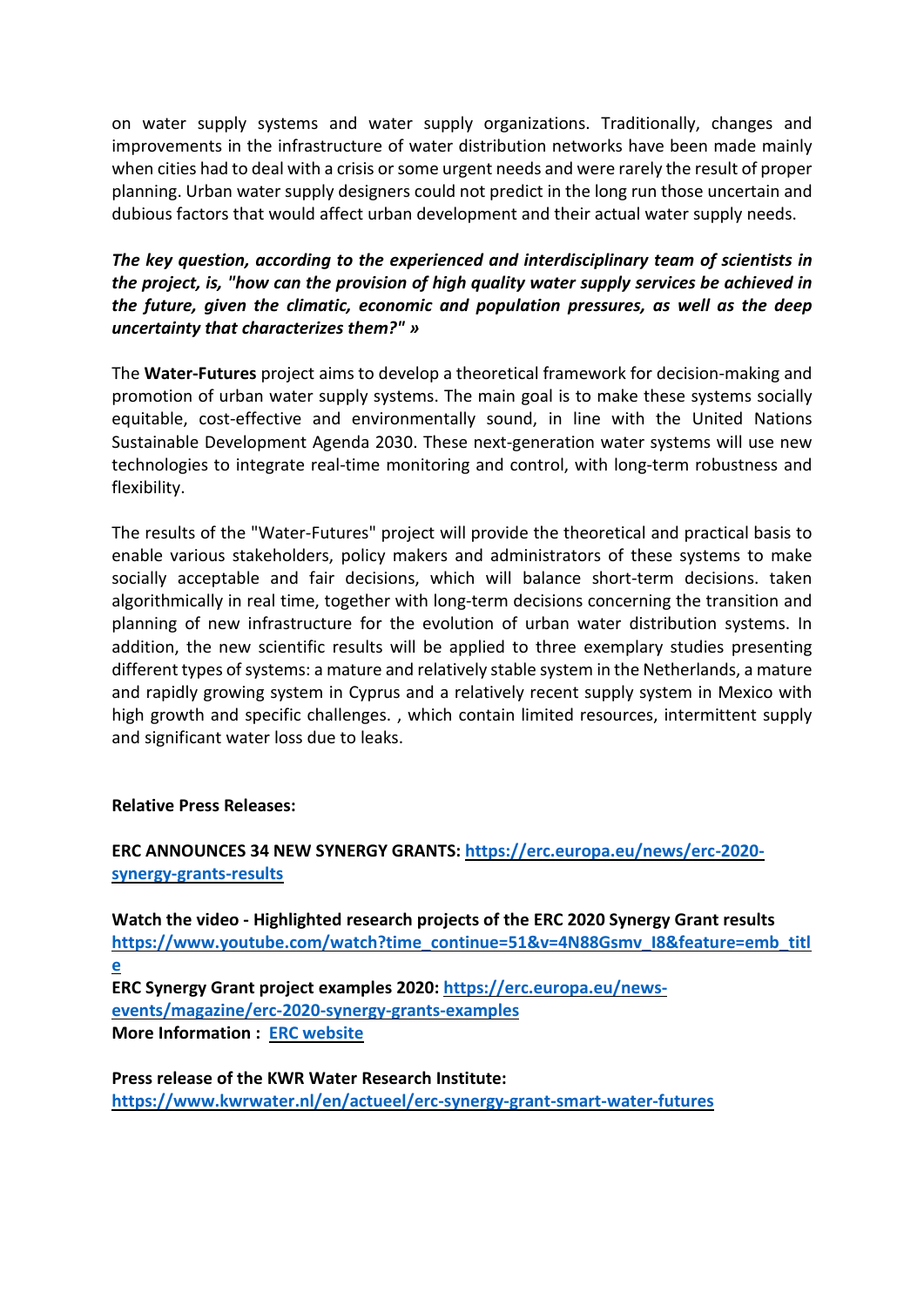on water supply systems and water supply organizations. Traditionally, changes and improvements in the infrastructure of water distribution networks have been made mainly when cities had to deal with a crisis or some urgent needs and were rarely the result of proper planning. Urban water supply designers could not predict in the long run those uncertain and dubious factors that would affect urban development and their actual water supply needs.

***The key question, according to the experienced and interdisciplinary team of scientists in the project, is, "how can the provision of high quality water supply services be achieved in the future, given the climatic, economic and population pressures, as well as the deep uncertainty that characterizes them?" »***

The **Water-Futures** project aims to develop a theoretical framework for decision-making and promotion of urban water supply systems. The main goal is to make these systems socially equitable, cost-effective and environmentally sound, in line with the United Nations Sustainable Development Agenda 2030. These next-generation water systems will use new technologies to integrate real-time monitoring and control, with long-term robustness and flexibility.

The results of the "Water-Futures" project will provide the theoretical and practical basis to enable various stakeholders, policy makers and administrators of these systems to make socially acceptable and fair decisions, which will balance short-term decisions. taken algorithmically in real time, together with long-term decisions concerning the transition and planning of new infrastructure for the evolution of urban water distribution systems. In addition, the new scientific results will be applied to three exemplary studies presenting different types of systems: a mature and relatively stable system in the Netherlands, a mature and rapidly growing system in Cyprus and a relatively recent supply system in Mexico with high growth and specific challenges. , which contain limited resources, intermittent supply and significant water loss due to leaks.

**Relative Press Releases:**

**ERC ANNOUNCES 34 NEW SYNERGY GRANTS: [https://erc.europa.eu/news/erc-2020-synergy-grants-results](https://erc.europa.eu/news/erc-2020-synergy-grants-results)**

**Watch the video - Highlighted research projects of the ERC 2020 Synergy Grant results [https://www.youtube.com/watch?time_continue=51&v=4N88Gsmv_I8&feature=emb_title](https://www.youtube.com/watch?time_continue=51&v=4N88Gsmv_I8&feature=emb_title)**
**ERC Synergy Grant project examples 2020: [https://erc.europa.eu/news-events/magazine/erc-2020-synergy-grants-examples](https://erc.europa.eu/news-events/magazine/erc-2020-synergy-grants-examples)**
**More Information : ERC website**

**Press release of the KWR Water Research Institute: [https://www.kwrwater.nl/en/actueel/erc-synergy-grant-smart-water-futures](https://www.kwrwater.nl/en/actueel/erc-synergy-grant-smart-water-futures)**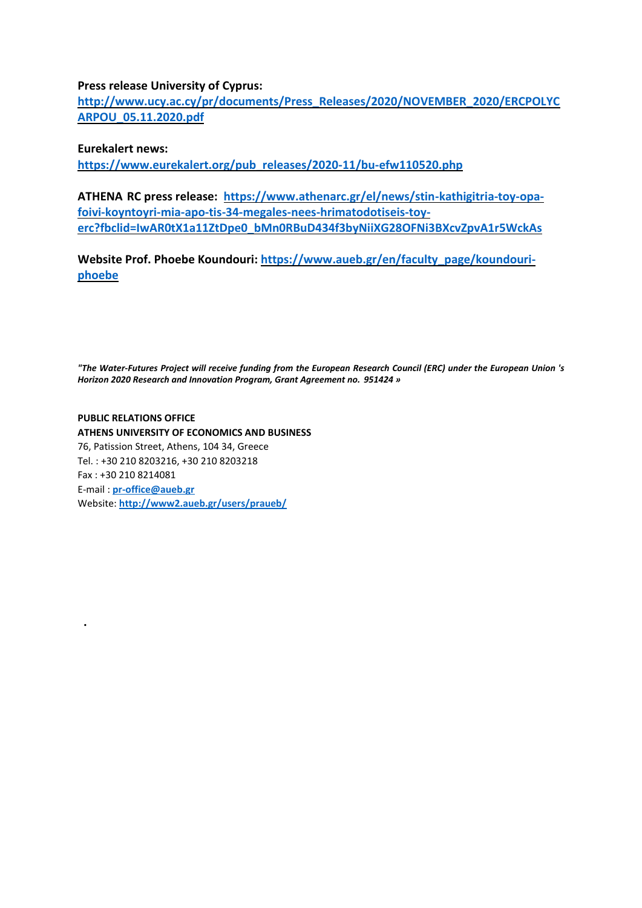**Press release University of Cyprus:**
http://www.ucy.ac.cy/pr/documents/Press_Releases/2020/NOVEMBER_2020/ERCPOLYCARPOU_05.11.2020.pdf

**Eurekalert news:**
https://www.eurekalert.org/pub_releases/2020-11/bu-efw110520.php

**ATHENA RC press release:** https://www.athenarc.gr/el/news/stin-kathigitria-toy-opa-foivi-kountoyri-mia-apo-tis-34-megales-nees-hrimatodotiseis-toy-erc?fbclid=IwAR0tX1a11ZtDpe0_bMn0RBuD434f3byNiiXG28OFNi3BXcvZpvA1r5WckAs

**Website Prof. Phoebe Koundouri:** https://www.aueb.gr/en/faculty_page/koundouri-phoebe

***"The Water-Futures Project will receive funding from the European Research Council (ERC) under the European Union 's Horizon 2020 Research and Innovation Program, Grant Agreement no. 951424 »***

**PUBLIC RELATIONS OFFICE**
**ATHENS UNIVERSITY OF ECONOMICS AND BUSINESS**
76, Patission Street, Athens, 104 34, Greece
Tel. : +30 210 8203216, +30 210 8203218
Fax : +30 210 8214081
E-mail : **pr-office@aueb.gr**
Website: **http://www2.aueb.gr/users/praueb/**

.